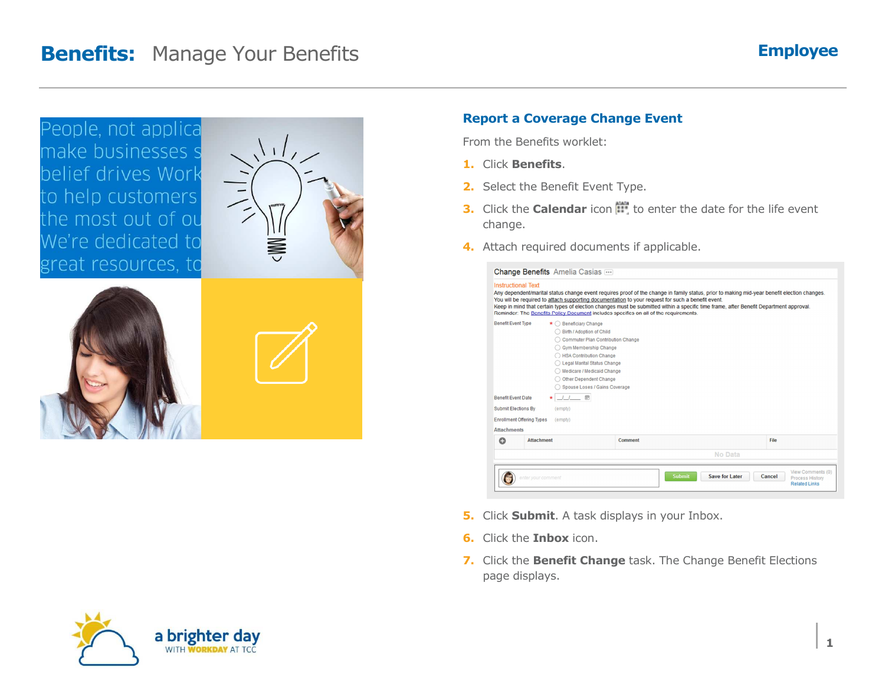# Benefits: Manage Your Benefits

**Employee**

People, not applica
make businesses s
belief drives Work
to help customers
the most out of ou
We're dedicated to
great resources, to

## Report a Coverage Change Event

From the Benefits worklet:

1. Click **Benefits**.
2. Select the Benefit Event Type.
3. Click the **Calendar** icon to enter the date for the life event change.
4. Attach required documents if applicable.

Change Benefits Amelia Casias

Instructional Text
Any dependent/marital status change event requires proof of the change in family status, prior to making mid-year benefit election changes.
You will be required to attach supporting documentation to your request for such a benefit event.
Keep in mind that certain types of election changes must be submitted within a specific time frame, after Benefit Department approval.
Reminder: The Benefits Policy Document includes specifics on all of the requirements.

Benefit Event Type *
- Beneficiary Change
- Birth / Adoption of Child
- Commuter Plan Contribution Change
- Gym Membership Change
- HSA Contribution Change
- Legal Marital Status Change
- Medicare / Medicaid Change
- Other Dependent Change
- Spouse Loses / Gains Coverage

Benefit Event Date * __/__/____

Submit Elections By (empty)

Enrollment Offering Types (empty)

Attachments

| Attachment | Comment | File |
|---|---|---|
| No Data | | |

enter your comment | Submit | Save for Later | Cancel | View Comments (0) | Process History | Related Links

5. Click **Submit**. A task displays in your Inbox.
6. Click the **Inbox** icon.
7. Click the **Benefit Change** task. The Change Benefit Elections page displays.

a brighter day
WITH WORKDAY AT TCC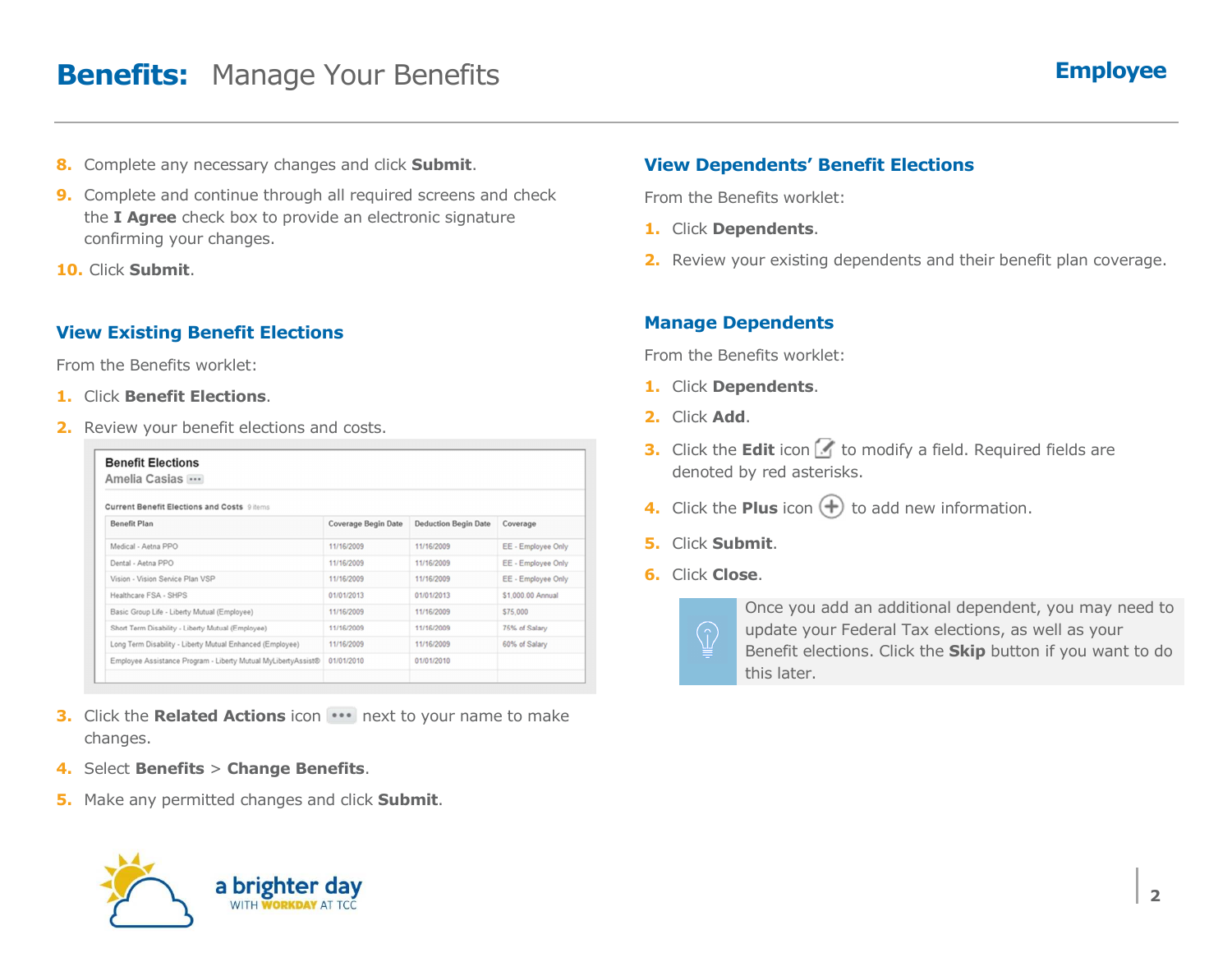8. Complete any necessary changes and click **Submit**.
9. Complete and continue through all required screens and check the **I Agree** check box to provide an electronic signature confirming your changes.
10. Click **Submit**.

## View Existing Benefit Elections

From the Benefits worklet:

1. Click **Benefit Elections**.
2. Review your benefit elections and costs.

**Benefit Elections**
Amelia Casias

Current Benefit Elections and Costs 9 items

| Benefit Plan | Coverage Begin Date | Deduction Begin Date | Coverage |
|---|---|---|---|
| Medical - Aetna PPO | 11/16/2009 | 11/16/2009 | EE - Employee Only |
| Dental - Aetna PPO | 11/16/2009 | 11/16/2009 | EE - Employee Only |
| Vision - Vision Service Plan VSP | 11/16/2009 | 11/16/2009 | EE - Employee Only |
| Healthcare FSA - SHPS | 01/01/2013 | 01/01/2013 | $1,000.00 Annual |
| Basic Group Life - Liberty Mutual (Employee) | 11/16/2009 | 11/16/2009 | $75,000 |
| Short Term Disability - Liberty Mutual (Employee) | 11/16/2009 | 11/16/2009 | 75% of Salary |
| Long Term Disability - Liberty Mutual Enhanced (Employee) | 11/16/2009 | 11/16/2009 | 60% of Salary |
| Employee Assistance Program - Liberty Mutual MyLibertyAssist® | 01/01/2010 | 01/01/2010 | |

3. Click the **Related Actions** icon ••• next to your name to make changes.
4. Select **Benefits** > **Change Benefits**.
5. Make any permitted changes and click **Submit**.

## View Dependents' Benefit Elections

From the Benefits worklet:

1. Click **Dependents**.
2. Review your existing dependents and their benefit plan coverage.

## Manage Dependents

From the Benefits worklet:

1. Click **Dependents**.
2. Click **Add**.
3. Click the **Edit** icon to modify a field. Required fields are denoted by red asterisks.
4. Click the **Plus** icon to add new information.
5. Click **Submit**.
6. Click **Close**.

Once you add an additional dependent, you may need to update your Federal Tax elections, as well as your Benefit elections. Click the **Skip** button if you want to do this later.

a brighter day
WITH WORKDAY AT TCC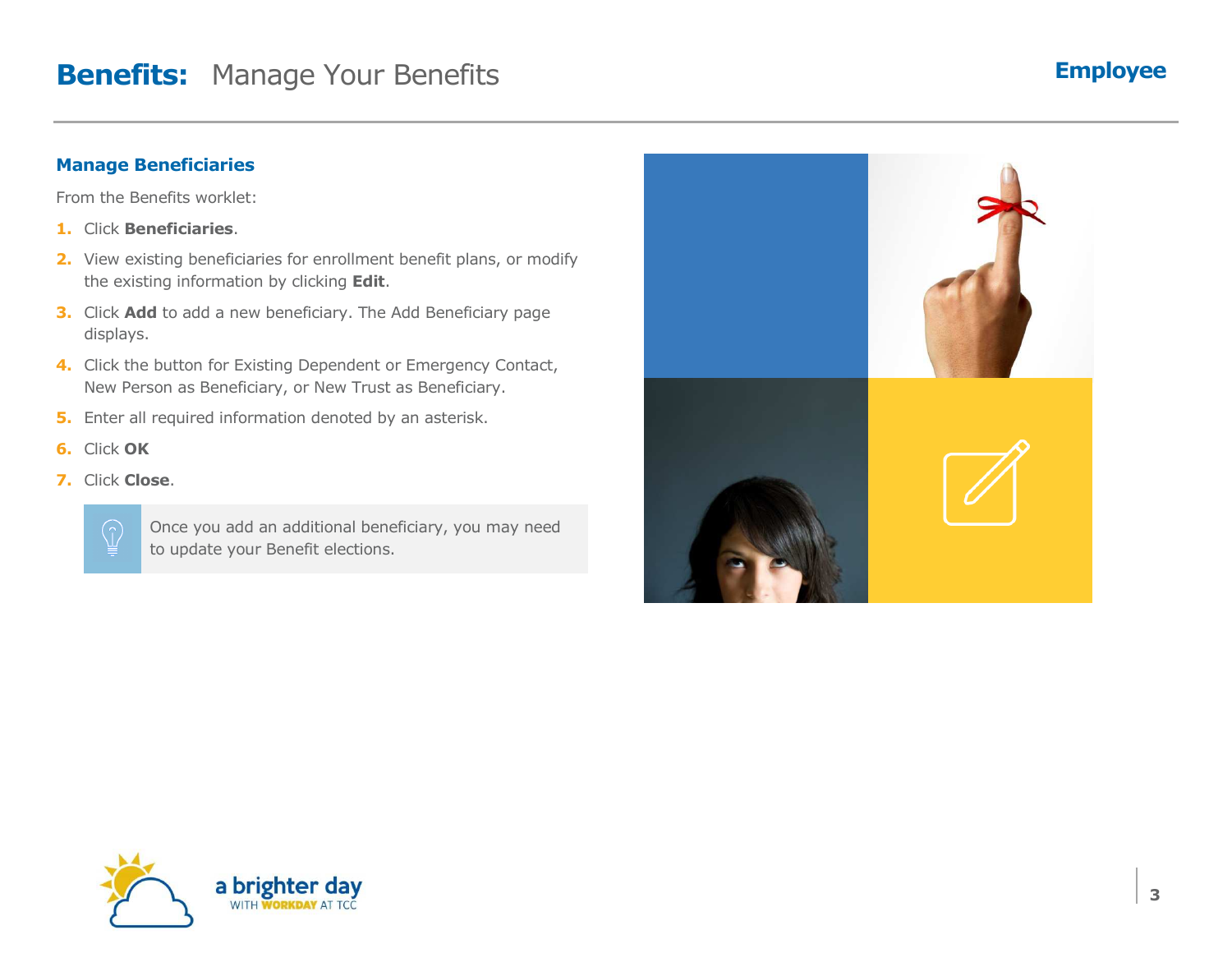# **Benefits:** Manage Your Benefits

**Employee**

## Manage Beneficiaries

From the Benefits worklet:

1. Click **Beneficiaries**.
2. View existing beneficiaries for enrollment benefit plans, or modify the existing information by clicking **Edit**.
3. Click **Add** to add a new beneficiary. The Add Beneficiary page displays.
4. Click the button for Existing Dependent or Emergency Contact, New Person as Beneficiary, or New Trust as Beneficiary.
5. Enter all required information denoted by an asterisk.
6. Click **OK**
7. Click **Close**.

> Once you add an additional beneficiary, you may need to update your Benefit elections.